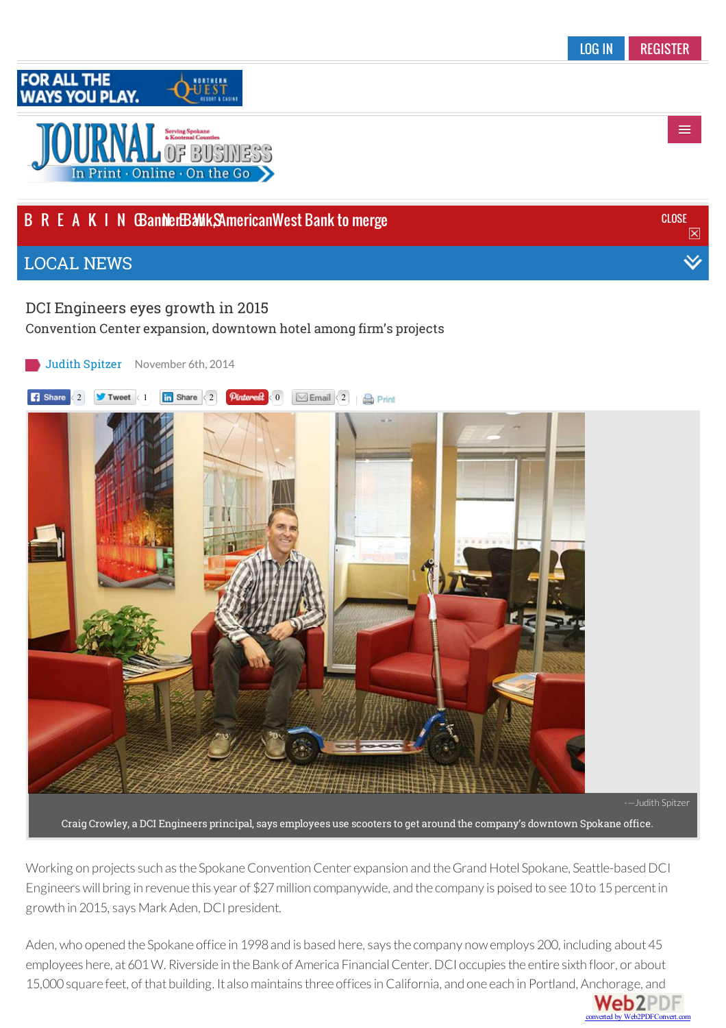LOG IN REGISTER

FOR ALL THE WAYS YOU PLAY. NORTHERN QUEST RESORT & CASINO

JOURNAL OF BUSINESS
Serving Spokane & Kootenai Counties
In Print · Online · On the Go

BREAKING Banner Bank, AmericanWest Bank to merge CLOSE

LOCAL NEWS

# DCI Engineers eyes growth in 2015

## Convention Center expansion, downtown hotel among firm's projects

Judith Spitzer November 6th, 2014

Share 2 Tweet 1 Share 2 Pinterest 0 Email 2 | Print

-—Judith Spitzer

Craig Crowley, a DCI Engineers principal, says employees use scooters to get around the company's downtown Spokane office.

Working on projects such as the Spokane Convention Center expansion and the Grand Hotel Spokane, Seattle-based DCI Engineers will bring in revenue this year of $27 million companywide, and the company is poised to see 10 to 15 percent in growth in 2015, says Mark Aden, DCI president.

Aden, who opened the Spokane office in 1998 and is based here, says the company now employs 200, including about 45 employees here, at 601 W. Riverside in the Bank of America Financial Center. DCI occupies the entire sixth floor, or about 15,000 square feet, of that building. It also maintains three offices in California, and one each in Portland, Anchorage, and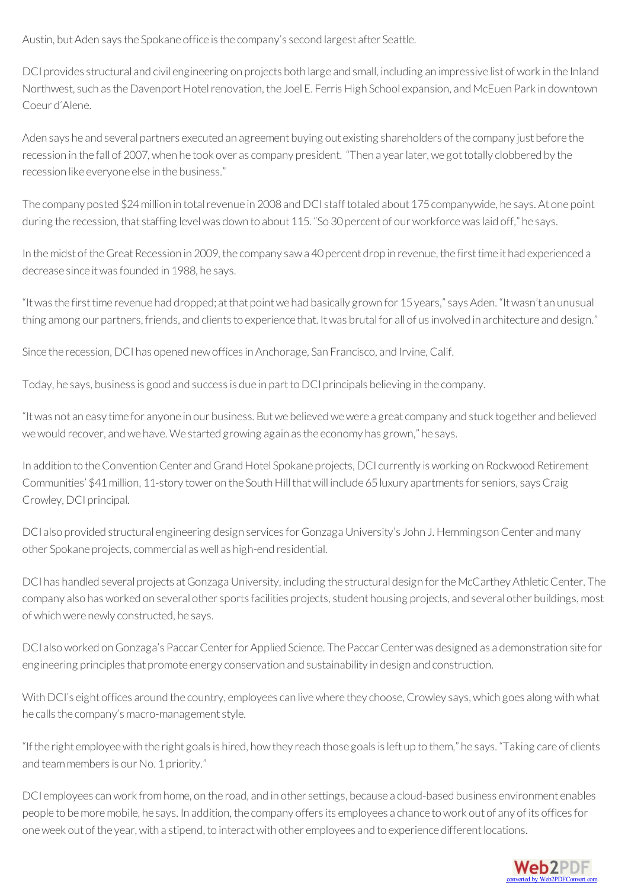Austin, but Aden says the Spokane office is the company's second largest after Seattle.

DCI provides structural and civil engineering on projects both large and small, including an impressive list of work in the Inland Northwest, such as the Davenport Hotel renovation, the Joel E. Ferris High School expansion, and McEuen Park in downtown Coeur d'Alene.

Aden says he and several partners executed an agreement buying out existing shareholders of the company just before the recession in the fall of 2007, when he took over as company president. "Then a year later, we got totally clobbered by the recession like everyone else in the business."

The company posted $24 million in total revenue in 2008 and DCI staff totaled about 175 companywide, he says. At one point during the recession, that staffing level was down to about 115. "So 30 percent of our workforce was laid off," he says.

In the midst of the Great Recession in 2009, the company saw a 40 percent drop in revenue, the first time it had experienced a decrease since it was founded in 1988, he says.

"It was the first time revenue had dropped; at that point we had basically grown for 15 years," says Aden. "It wasn't an unusual thing among our partners, friends, and clients to experience that. It was brutal for all of us involved in architecture and design."

Since the recession, DCI has opened new offices in Anchorage, San Francisco, and Irvine, Calif.

Today, he says, business is good and success is due in part to DCI principals believing in the company.

"It was not an easy time for anyone in our business. But we believed we were a great company and stuck together and believed we would recover, and we have. We started growing again as the economy has grown," he says.

In addition to the Convention Center and Grand Hotel Spokane projects, DCI currently is working on Rockwood Retirement Communities' $41 million, 11-story tower on the South Hill that will include 65 luxury apartments for seniors, says Craig Crowley, DCI principal.

DCI also provided structural engineering design services for Gonzaga University's John J. Hemmingson Center and many other Spokane projects, commercial as well as high-end residential.

DCI has handled several projects at Gonzaga University, including the structural design for the McCarthey Athletic Center. The company also has worked on several other sports facilities projects, student housing projects, and several other buildings, most of which were newly constructed, he says.

DCI also worked on Gonzaga's Paccar Center for Applied Science. The Paccar Center was designed as a demonstration site for engineering principles that promote energy conservation and sustainability in design and construction.

With DCI's eight offices around the country, employees can live where they choose, Crowley says, which goes along with what he calls the company's macro-management style.

"If the right employee with the right goals is hired, how they reach those goals is left up to them," he says. "Taking care of clients and team members is our No. 1 priority."

DCI employees can work from home, on the road, and in other settings, because a cloud-based business environment enables people to be more mobile, he says. In addition, the company offers its employees a chance to work out of any of its offices for one week out of the year, with a stipend, to interact with other employees and to experience different locations.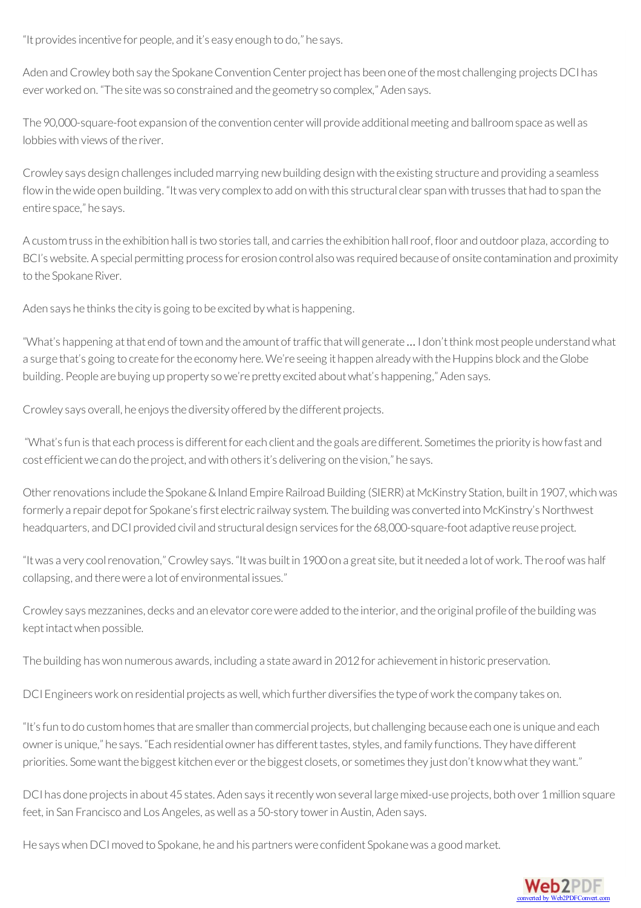"It provides incentive for people, and it's easy enough to do," he says.

Aden and Crowley both say the Spokane Convention Center project has been one of the most challenging projects DCI has ever worked on. "The site was so constrained and the geometry so complex," Aden says.

The 90,000-square-foot expansion of the convention center will provide additional meeting and ballroom space as well as lobbies with views of the river.

Crowley says design challenges included marrying new building design with the existing structure and providing a seamless flow in the wide open building. "It was very complex to add on with this structural clear span with trusses that had to span the entire space," he says.

A custom truss in the exhibition hall is two stories tall, and carries the exhibition hall roof, floor and outdoor plaza, according to BCI's website. A special permitting process for erosion control also was required because of onsite contamination and proximity to the Spokane River.

Aden says he thinks the city is going to be excited by what is happening.

"What's happening at that end of town and the amount of traffic that will generate … I don't think most people understand what a surge that's going to create for the economy here. We're seeing it happen already with the Huppins block and the Globe building. People are buying up property so we're pretty excited about what's happening," Aden says.

Crowley says overall, he enjoys the diversity offered by the different projects.

"What's fun is that each process is different for each client and the goals are different. Sometimes the priority is how fast and cost efficient we can do the project, and with others it's delivering on the vision," he says.

Other renovations include the Spokane & Inland Empire Railroad Building (SIERR) at McKinstry Station, built in 1907, which was formerly a repair depot for Spokane's first electric railway system. The building was converted into McKinstry's Northwest headquarters, and DCI provided civil and structural design services for the 68,000-square-foot adaptive reuse project.

"It was a very cool renovation," Crowley says. "It was built in 1900 on a great site, but it needed a lot of work. The roof was half collapsing, and there were a lot of environmental issues."

Crowley says mezzanines, decks and an elevator core were added to the interior, and the original profile of the building was kept intact when possible.

The building has won numerous awards, including a state award in 2012 for achievement in historic preservation.

DCI Engineers work on residential projects as well, which further diversifies the type of work the company takes on.

"It's fun to do custom homes that are smaller than commercial projects, but challenging because each one is unique and each owner is unique," he says. "Each residential owner has different tastes, styles, and family functions. They have different priorities. Some want the biggest kitchen ever or the biggest closets, or sometimes they just don't know what they want."

DCI has done projects in about 45 states. Aden says it recently won several large mixed-use projects, both over 1 million square feet, in San Francisco and Los Angeles, as well as a 50-story tower in Austin, Aden says.

He says when DCI moved to Spokane, he and his partners were confident Spokane was a good market.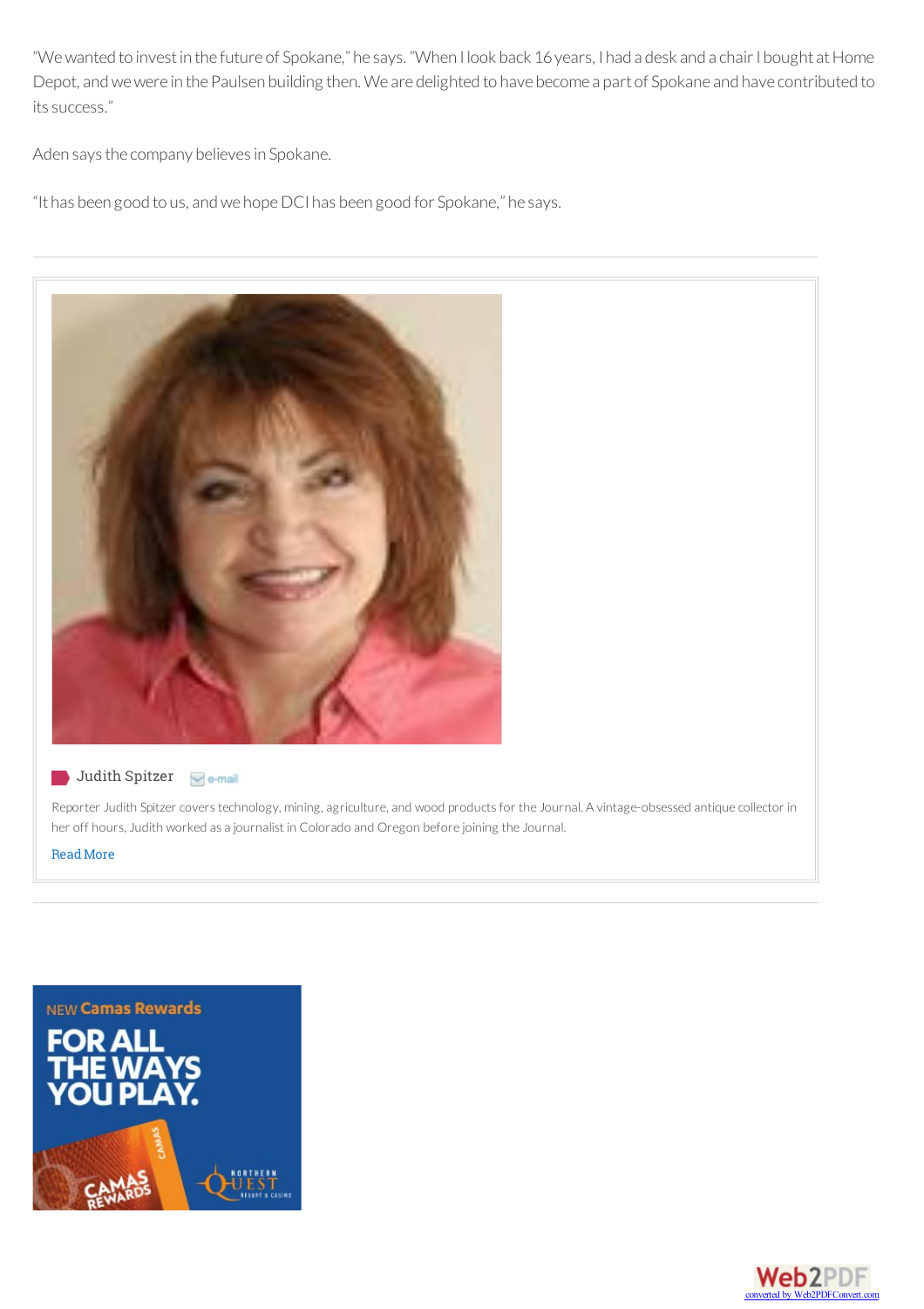"We wanted to invest in the future of Spokane," he says. "When I look back 16 years, I had a desk and a chair I bought at Home Depot, and we were in the Paulsen building then. We are delighted to have become a part of Spokane and have contributed to its success."

Aden says the company believes in Spokane.

"It has been good to us, and we hope DCI has been good for Spokane," he says.

---

Judith Spitzer e-mail

Reporter Judith Spitzer covers technology, mining, agriculture, and wood products for the Journal. A vintage-obsessed antique collector in her off hours, Judith worked as a journalist in Colorado and Oregon before joining the Journal.

Read More

---

NEW Camas Rewards

FOR ALL THE WAYS YOU PLAY.

CAMAS REWARDS

NORTHERN QUEST RESORT & CASINO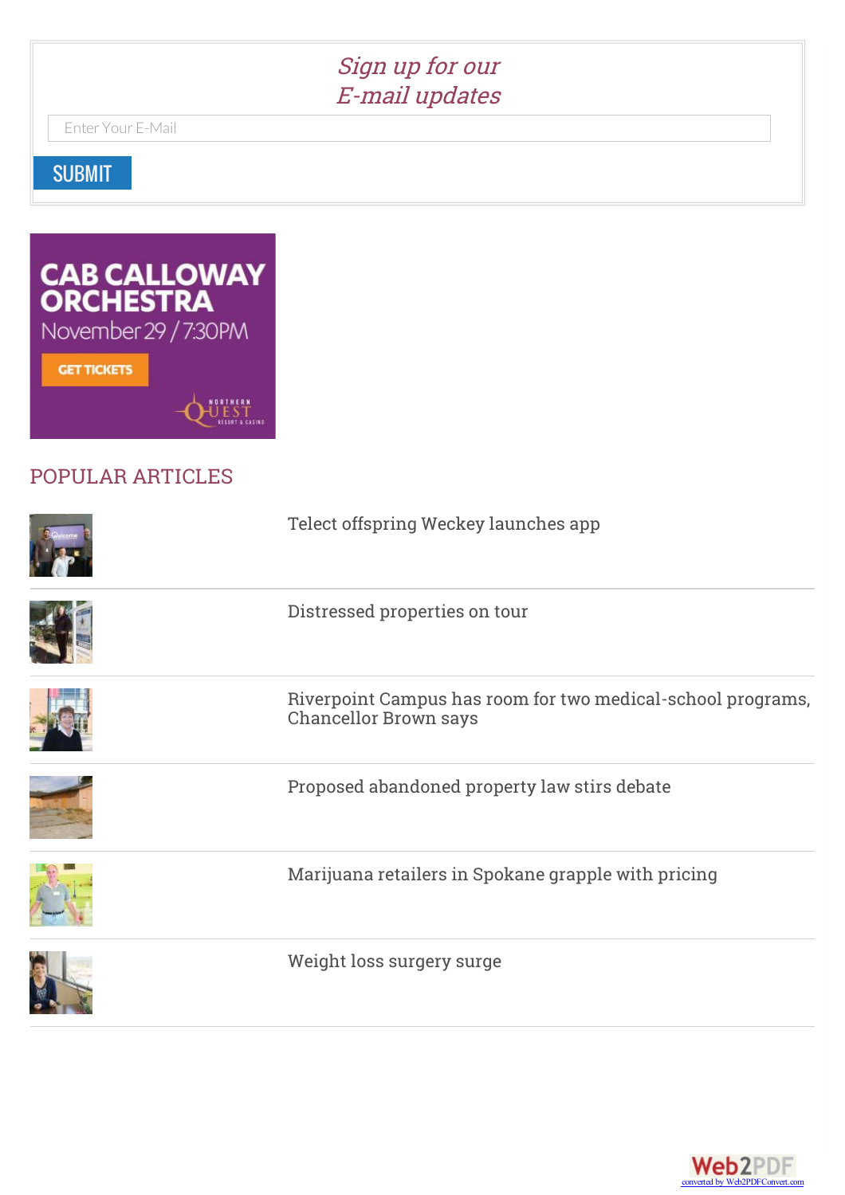*Sign up for our*
*E-mail updates*

Enter Your E-Mail

SUBMIT

CAB CALLOWAY ORCHESTRA
November 29 / 7:30PM
GET TICKETS
NORTHERN QUEST RESORT & CASINO

## POPULAR ARTICLES

Telect offspring Weckey launches app

Distressed properties on tour

Riverpoint Campus has room for two medical-school programs, Chancellor Brown says

Proposed abandoned property law stirs debate

Marijuana retailers in Spokane grapple with pricing

Weight loss surgery surge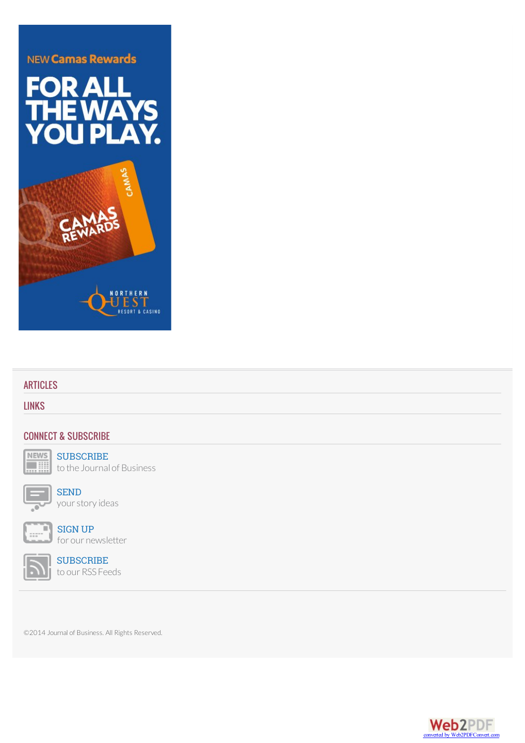NEW Camas Rewards

FOR ALL THE WAYS YOU PLAY.

CAMAS REWARDS

NORTHERN QUEST RESORT & CASINO

## ARTICLES

## LINKS

## CONNECT & SUBSCRIBE

**SUBSCRIBE**
to the Journal of Business

**SEND**
your story ideas

**SIGN UP**
for our newsletter

**SUBSCRIBE**
to our RSS Feeds

©2014 Journal of Business. All Rights Reserved.